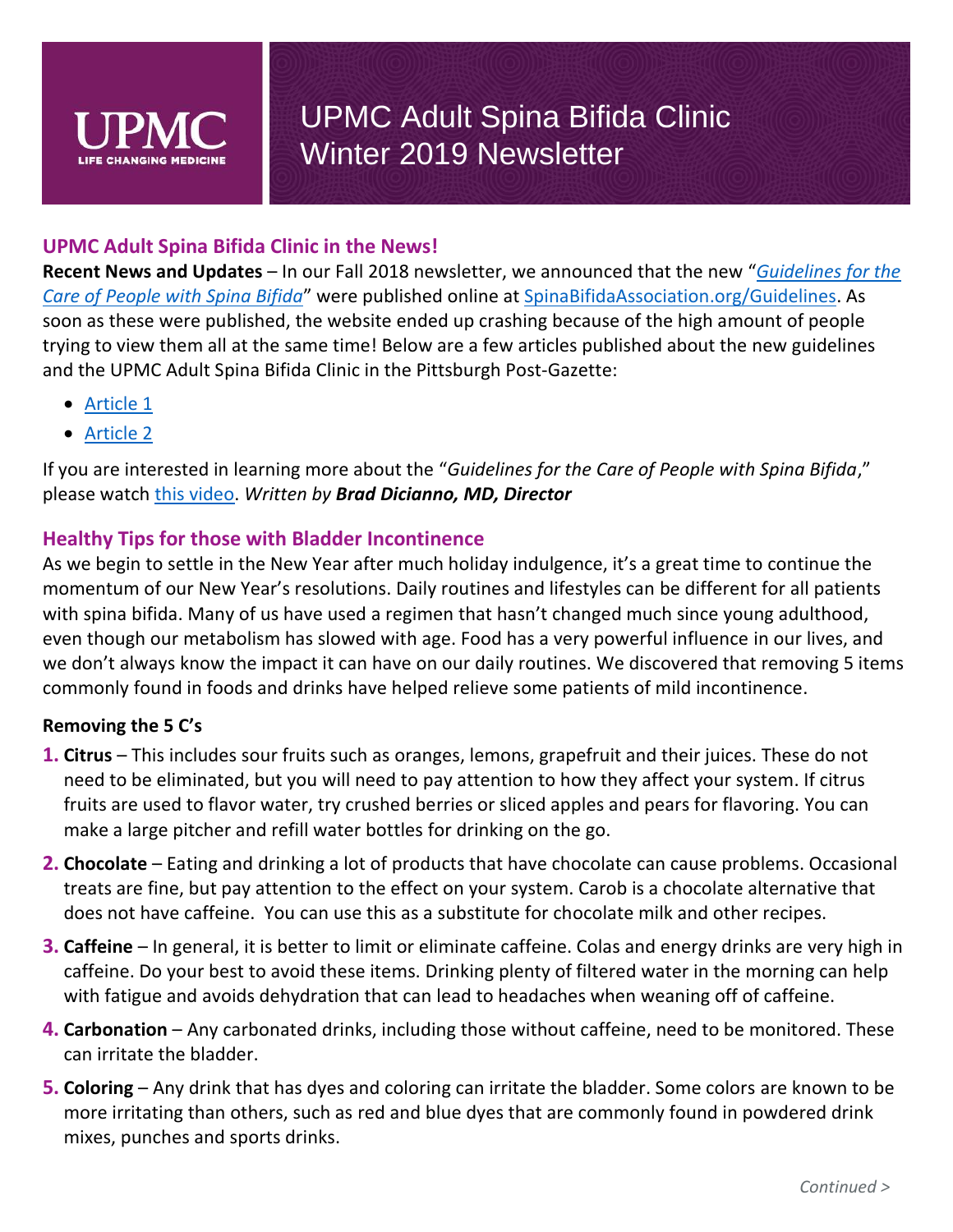# UPMC Adult Spina Bifida Clinic Winter 2019 Newsletter

## UPMC Adult Spina Bifida Clinic in the News!

**Recent News and Updates** – In our Fall 2018 newsletter, we announced that the new "*Guidelines for the Care of People with Spina Bifida*" were published online at SpinaBifidaAssociation.org/Guidelines. As soon as these were published, the website ended up crashing because of the high amount of people trying to view them all at the same time! Below are a few articles published about the new guidelines and the UPMC Adult Spina Bifida Clinic in the Pittsburgh Post-Gazette:

- Article 1
- Article 2

If you are interested in learning more about the "*Guidelines for the Care of People with Spina Bifida*," please watch this video. *Written by **Brad Dicianno, MD, Director***

## Healthy Tips for those with Bladder Incontinence

As we begin to settle in the New Year after much holiday indulgence, it's a great time to continue the momentum of our New Year's resolutions. Daily routines and lifestyles can be different for all patients with spina bifida. Many of us have used a regimen that hasn't changed much since young adulthood, even though our metabolism has slowed with age. Food has a very powerful influence in our lives, and we don't always know the impact it can have on our daily routines. We discovered that removing 5 items commonly found in foods and drinks have helped relieve some patients of mild incontinence.

**Removing the 5 C's**

1. **Citrus** – This includes sour fruits such as oranges, lemons, grapefruit and their juices. These do not need to be eliminated, but you will need to pay attention to how they affect your system. If citrus fruits are used to flavor water, try crushed berries or sliced apples and pears for flavoring. You can make a large pitcher and refill water bottles for drinking on the go.
2. **Chocolate** – Eating and drinking a lot of products that have chocolate can cause problems. Occasional treats are fine, but pay attention to the effect on your system. Carob is a chocolate alternative that does not have caffeine. You can use this as a substitute for chocolate milk and other recipes.
3. **Caffeine** – In general, it is better to limit or eliminate caffeine. Colas and energy drinks are very high in caffeine. Do your best to avoid these items. Drinking plenty of filtered water in the morning can help with fatigue and avoids dehydration that can lead to headaches when weaning off of caffeine.
4. **Carbonation** – Any carbonated drinks, including those without caffeine, need to be monitored. These can irritate the bladder.
5. **Coloring** – Any drink that has dyes and coloring can irritate the bladder. Some colors are known to be more irritating than others, such as red and blue dyes that are commonly found in powdered drink mixes, punches and sports drinks.

*Continued >*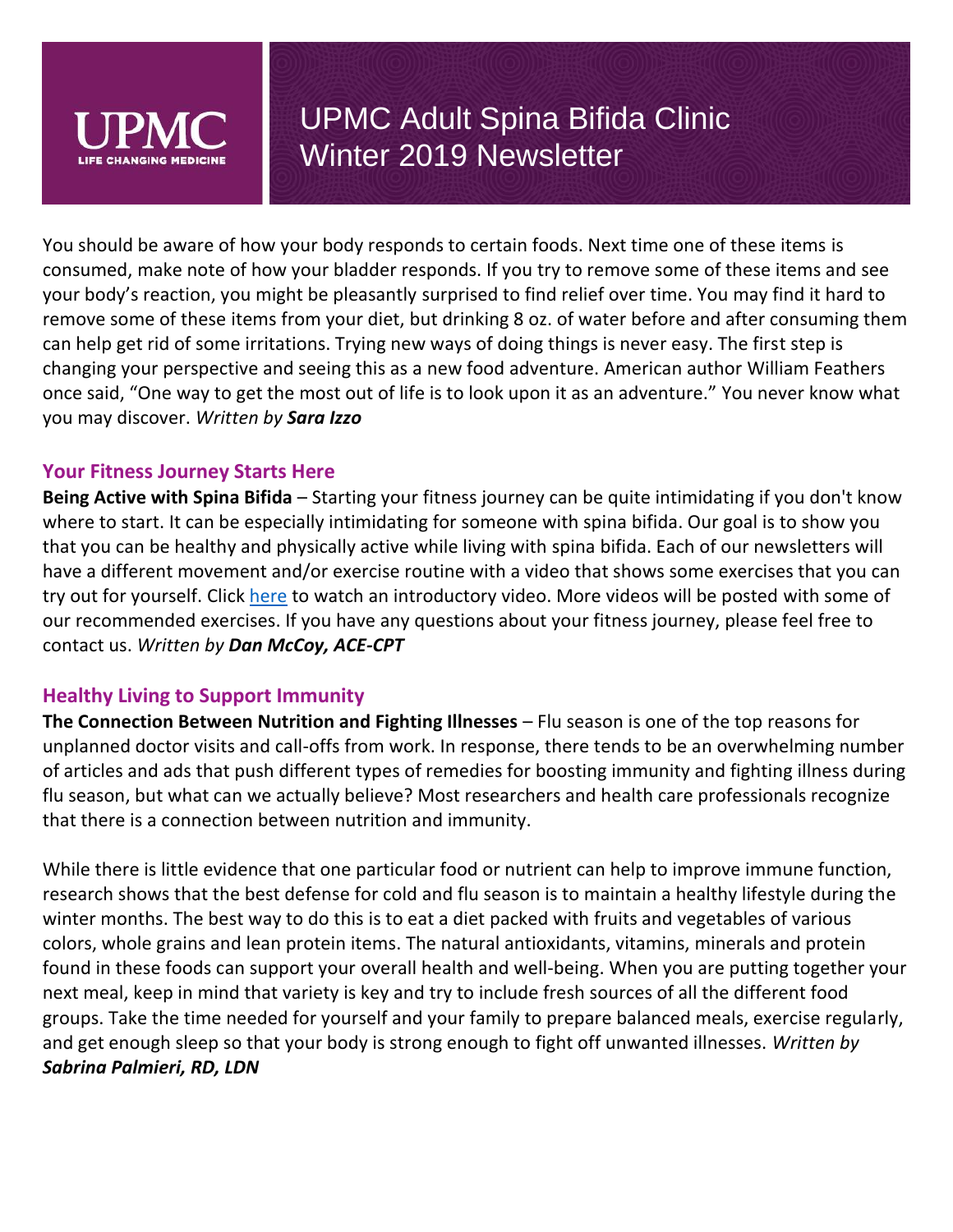You should be aware of how your body responds to certain foods. Next time one of these items is consumed, make note of how your bladder responds. If you try to remove some of these items and see your body's reaction, you might be pleasantly surprised to find relief over time. You may find it hard to remove some of these items from your diet, but drinking 8 oz. of water before and after consuming them can help get rid of some irritations. Trying new ways of doing things is never easy. The first step is changing your perspective and seeing this as a new food adventure. American author William Feathers once said, "One way to get the most out of life is to look upon it as an adventure." You never know what you may discover. *Written by **Sara Izzo***

## Your Fitness Journey Starts Here

**Being Active with Spina Bifida** – Starting your fitness journey can be quite intimidating if you don't know where to start. It can be especially intimidating for someone with spina bifida. Our goal is to show you that you can be healthy and physically active while living with spina bifida. Each of our newsletters will have a different movement and/or exercise routine with a video that shows some exercises that you can try out for yourself. Click here to watch an introductory video. More videos will be posted with some of our recommended exercises. If you have any questions about your fitness journey, please feel free to contact us. *Written by **Dan McCoy, ACE-CPT***

## Healthy Living to Support Immunity

**The Connection Between Nutrition and Fighting Illnesses** – Flu season is one of the top reasons for unplanned doctor visits and call-offs from work. In response, there tends to be an overwhelming number of articles and ads that push different types of remedies for boosting immunity and fighting illness during flu season, but what can we actually believe? Most researchers and health care professionals recognize that there is a connection between nutrition and immunity.

While there is little evidence that one particular food or nutrient can help to improve immune function, research shows that the best defense for cold and flu season is to maintain a healthy lifestyle during the winter months. The best way to do this is to eat a diet packed with fruits and vegetables of various colors, whole grains and lean protein items. The natural antioxidants, vitamins, minerals and protein found in these foods can support your overall health and well-being. When you are putting together your next meal, keep in mind that variety is key and try to include fresh sources of all the different food groups. Take the time needed for yourself and your family to prepare balanced meals, exercise regularly, and get enough sleep so that your body is strong enough to fight off unwanted illnesses. *Written by **Sabrina Palmieri, RD, LDN***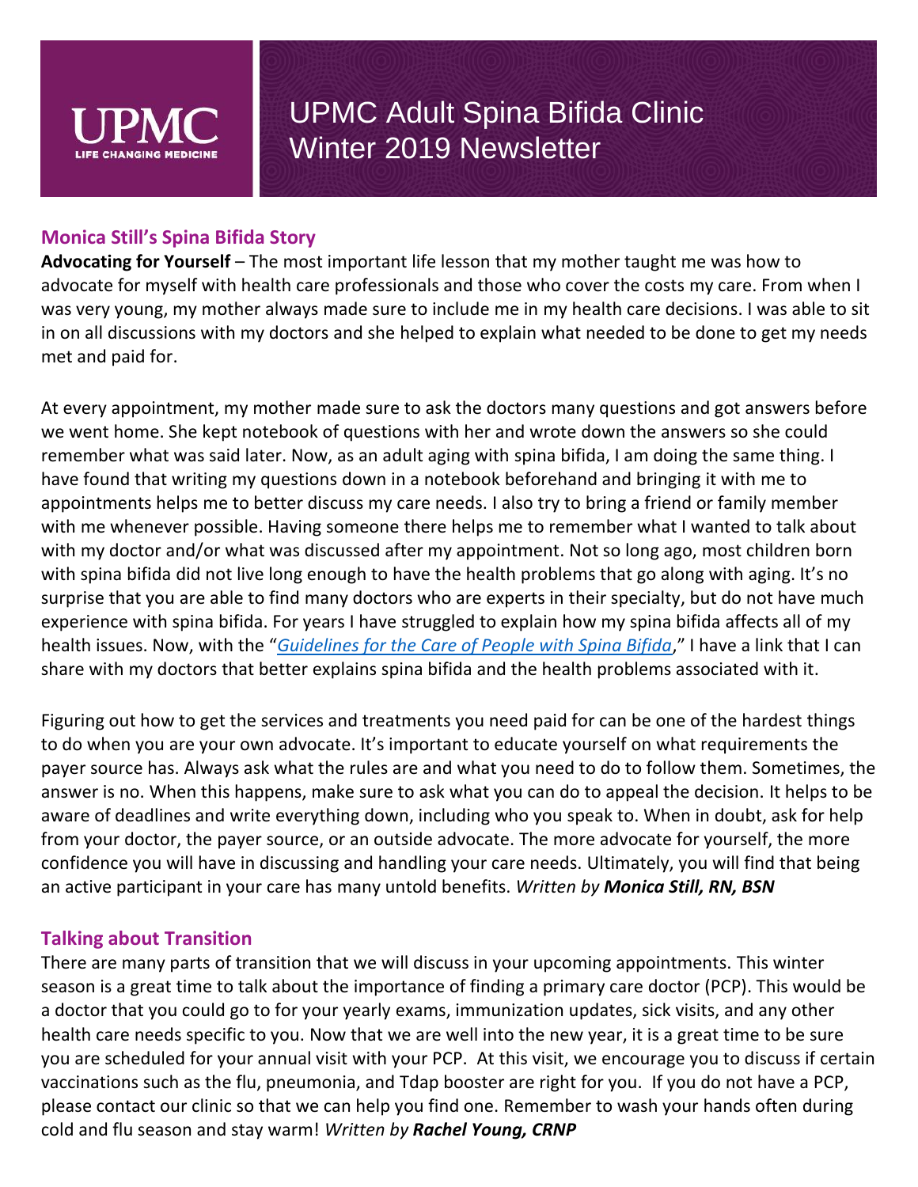# UPMC Adult Spina Bifida Clinic Winter 2019 Newsletter

## Monica Still's Spina Bifida Story

**Advocating for Yourself** – The most important life lesson that my mother taught me was how to advocate for myself with health care professionals and those who cover the costs my care. From when I was very young, my mother always made sure to include me in my health care decisions. I was able to sit in on all discussions with my doctors and she helped to explain what needed to be done to get my needs met and paid for.

At every appointment, my mother made sure to ask the doctors many questions and got answers before we went home. She kept notebook of questions with her and wrote down the answers so she could remember what was said later. Now, as an adult aging with spina bifida, I am doing the same thing. I have found that writing my questions down in a notebook beforehand and bringing it with me to appointments helps me to better discuss my care needs. I also try to bring a friend or family member with me whenever possible. Having someone there helps me to remember what I wanted to talk about with my doctor and/or what was discussed after my appointment. Not so long ago, most children born with spina bifida did not live long enough to have the health problems that go along with aging. It's no surprise that you are able to find many doctors who are experts in their specialty, but do not have much experience with spina bifida. For years I have struggled to explain how my spina bifida affects all of my health issues. Now, with the "*Guidelines for the Care of People with Spina Bifida*," I have a link that I can share with my doctors that better explains spina bifida and the health problems associated with it.

Figuring out how to get the services and treatments you need paid for can be one of the hardest things to do when you are your own advocate. It's important to educate yourself on what requirements the payer source has. Always ask what the rules are and what you need to do to follow them. Sometimes, the answer is no. When this happens, make sure to ask what you can do to appeal the decision. It helps to be aware of deadlines and write everything down, including who you speak to. When in doubt, ask for help from your doctor, the payer source, or an outside advocate. The more advocate for yourself, the more confidence you will have in discussing and handling your care needs. Ultimately, you will find that being an active participant in your care has many untold benefits. *Written by **Monica Still, RN, BSN***

## Talking about Transition

There are many parts of transition that we will discuss in your upcoming appointments. This winter season is a great time to talk about the importance of finding a primary care doctor (PCP). This would be a doctor that you could go to for your yearly exams, immunization updates, sick visits, and any other health care needs specific to you. Now that we are well into the new year, it is a great time to be sure you are scheduled for your annual visit with your PCP. At this visit, we encourage you to discuss if certain vaccinations such as the flu, pneumonia, and Tdap booster are right for you. If you do not have a PCP, please contact our clinic so that we can help you find one. Remember to wash your hands often during cold and flu season and stay warm! *Written by **Rachel Young, CRNP***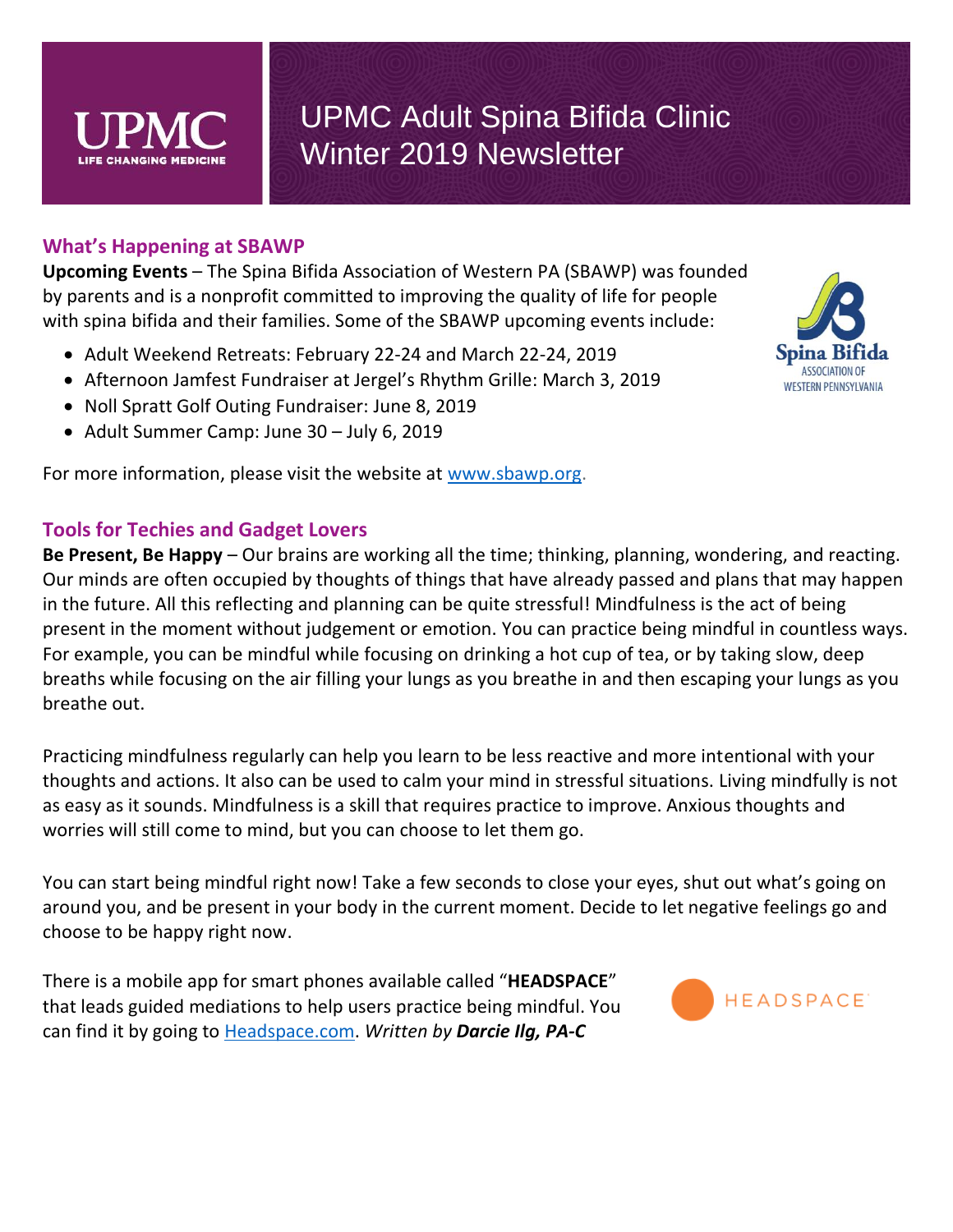# UPMC Adult Spina Bifida Clinic Winter 2019 Newsletter

## What's Happening at SBAWP

**Upcoming Events** – The Spina Bifida Association of Western PA (SBAWP) was founded by parents and is a nonprofit committed to improving the quality of life for people with spina bifida and their families. Some of the SBAWP upcoming events include:

- Adult Weekend Retreats: February 22-24 and March 22-24, 2019
- Afternoon Jamfest Fundraiser at Jergel's Rhythm Grille: March 3, 2019
- Noll Spratt Golf Outing Fundraiser: June 8, 2019
- Adult Summer Camp: June 30 – July 6, 2019

For more information, please visit the website at www.sbawp.org.

## Tools for Techies and Gadget Lovers

**Be Present, Be Happy** – Our brains are working all the time; thinking, planning, wondering, and reacting. Our minds are often occupied by thoughts of things that have already passed and plans that may happen in the future. All this reflecting and planning can be quite stressful! Mindfulness is the act of being present in the moment without judgement or emotion. You can practice being mindful in countless ways. For example, you can be mindful while focusing on drinking a hot cup of tea, or by taking slow, deep breaths while focusing on the air filling your lungs as you breathe in and then escaping your lungs as you breathe out.

Practicing mindfulness regularly can help you learn to be less reactive and more intentional with your thoughts and actions. It also can be used to calm your mind in stressful situations. Living mindfully is not as easy as it sounds. Mindfulness is a skill that requires practice to improve. Anxious thoughts and worries will still come to mind, but you can choose to let them go.

You can start being mindful right now! Take a few seconds to close your eyes, shut out what's going on around you, and be present in your body in the current moment. Decide to let negative feelings go and choose to be happy right now.

There is a mobile app for smart phones available called "**HEADSPACE**" that leads guided mediations to help users practice being mindful. You can find it by going to Headspace.com. *Written by **Darcie Ilg, PA-C***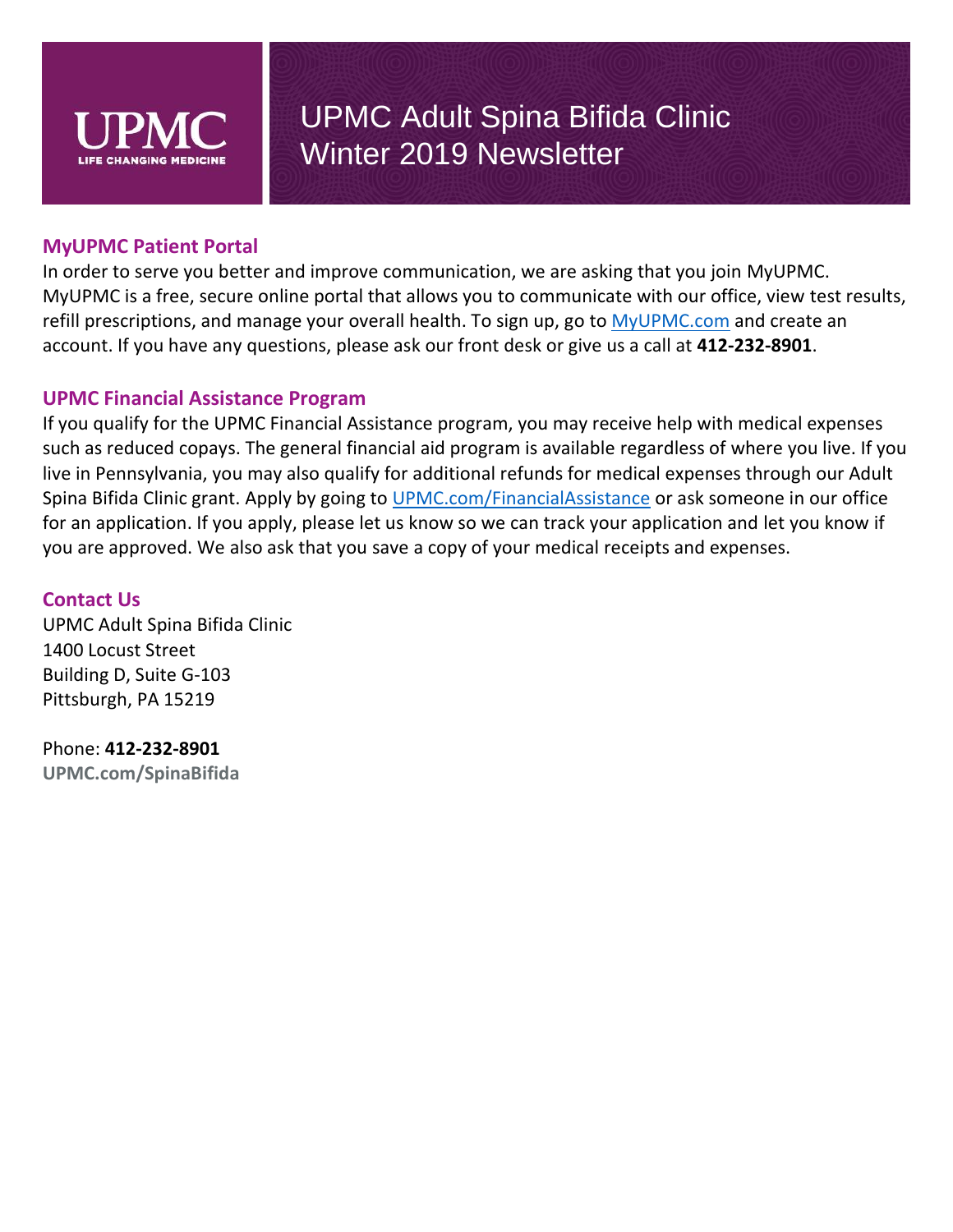UPMC
LIFE CHANGING MEDICINE

# UPMC Adult Spina Bifida Clinic Winter 2019 Newsletter

## MyUPMC Patient Portal

In order to serve you better and improve communication, we are asking that you join MyUPMC. MyUPMC is a free, secure online portal that allows you to communicate with our office, view test results, refill prescriptions, and manage your overall health. To sign up, go to [MyUPMC.com](MyUPMC.com) and create an account. If you have any questions, please ask our front desk or give us a call at **412-232-8901**.

## UPMC Financial Assistance Program

If you qualify for the UPMC Financial Assistance program, you may receive help with medical expenses such as reduced copays. The general financial aid program is available regardless of where you live. If you live in Pennsylvania, you may also qualify for additional refunds for medical expenses through our Adult Spina Bifida Clinic grant. Apply by going to [UPMC.com/FinancialAssistance](UPMC.com/FinancialAssistance) or ask someone in our office for an application. If you apply, please let us know so we can track your application and let you know if you are approved. We also ask that you save a copy of your medical receipts and expenses.

## Contact Us

UPMC Adult Spina Bifida Clinic
1400 Locust Street
Building D, Suite G-103
Pittsburgh, PA 15219

Phone: **412-232-8901**
**UPMC.com/SpinaBifida**